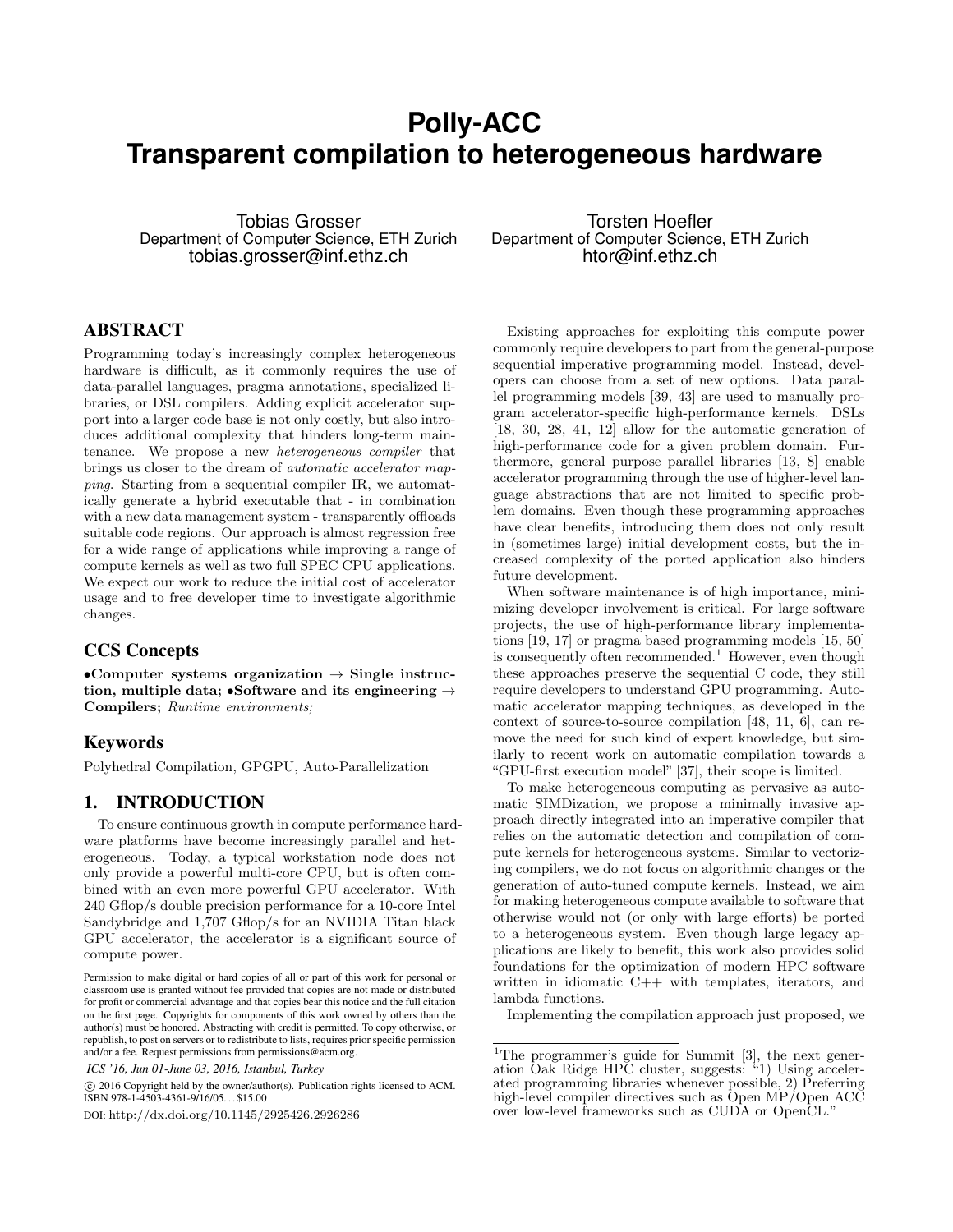# Polly-ACC
# Transparent compilation to heterogeneous hardware

Tobias Grosser
Department of Computer Science, ETH Zurich
tobias.grosser@inf.ethz.ch

Torsten Hoefler
Department of Computer Science, ETH Zurich
htor@inf.ethz.ch

## ABSTRACT

Programming today's increasingly complex heterogeneous hardware is difficult, as it commonly requires the use of data-parallel languages, pragma annotations, specialized libraries, or DSL compilers. Adding explicit accelerator support into a larger code base is not only costly, but also introduces additional complexity that hinders long-term maintenance. We propose a new *heterogeneous compiler* that brings us closer to the dream of *automatic accelerator mapping*. Starting from a sequential compiler IR, we automatically generate a hybrid executable that - in combination with a new data management system - transparently offloads suitable code regions. Our approach is almost regression free for a wide range of applications while improving a range of compute kernels as well as two full SPEC CPU applications. We expect our work to reduce the initial cost of accelerator usage and to free developer time to investigate algorithmic changes.

## CCS Concepts

•**Computer systems organization** → **Single instruction, multiple data;** •**Software and its engineering** → **Compilers;** *Runtime environments;*

## Keywords

Polyhedral Compilation, GPGPU, Auto-Parallelization

## 1. INTRODUCTION

To ensure continuous growth in compute performance hardware platforms have become increasingly parallel and heterogeneous. Today, a typical workstation node does not only provide a powerful multi-core CPU, but is often combined with an even more powerful GPU accelerator. With 240 Gflop/s double precision performance for a 10-core Intel Sandybridge and 1,707 Gflop/s for an NVIDIA Titan black GPU accelerator, the accelerator is a significant source of compute power.

Permission to make digital or hard copies of all or part of this work for personal or classroom use is granted without fee provided that copies are not made or distributed for profit or commercial advantage and that copies bear this notice and the full citation on the first page. Copyrights for components of this work owned by others than the author(s) must be honored. Abstracting with credit is permitted. To copy otherwise, or republish, to post on servers or to redistribute to lists, requires prior specific permission and/or a fee. Request permissions from permissions@acm.org.

*ICS '16, Jun 01-June 03, 2016, Istanbul, Turkey*

© 2016 Copyright held by the owner/author(s). Publication rights licensed to ACM. ISBN 978-1-4503-4361-9/16/05...$15.00

DOI: http://dx.doi.org/10.1145/2925426.2926286

Existing approaches for exploiting this compute power commonly require developers to part from the general-purpose sequential imperative programming model. Instead, developers can choose from a set of new options. Data parallel programming models [39, 43] are used to manually program accelerator-specific high-performance kernels. DSLs [18, 30, 28, 41, 12] allow for the automatic generation of high-performance code for a given problem domain. Furthermore, general purpose parallel libraries [13, 8] enable accelerator programming through the use of higher-level language abstractions that are not limited to specific problem domains. Even though these programming approaches have clear benefits, introducing them does not only result in (sometimes large) initial development costs, but the increased complexity of the ported application also hinders future development.

When software maintenance is of high importance, minimizing developer involvement is critical. For large software projects, the use of high-performance library implementations [19, 17] or pragma based programming models [15, 50] is consequently often recommended.[1] However, even though these approaches preserve the sequential C code, they still require developers to understand GPU programming. Automatic accelerator mapping techniques, as developed in the context of source-to-source compilation [48, 11, 6], can remove the need for such kind of expert knowledge, but similarly to recent work on automatic compilation towards a "GPU-first execution model" [37], their scope is limited.

To make heterogeneous computing as pervasive as automatic SIMDization, we propose a minimally invasive approach directly integrated into an imperative compiler that relies on the automatic detection and compilation of compute kernels for heterogeneous systems. Similar to vectorizing compilers, we do not focus on algorithmic changes or the generation of auto-tuned compute kernels. Instead, we aim for making heterogeneous compute available to software that otherwise would not (or only with large efforts) be ported to a heterogeneous system. Even though large legacy applications are likely to benefit, this work also provides solid foundations for the optimization of modern HPC software written in idiomatic C++ with templates, iterators, and lambda functions.

Implementing the compilation approach just proposed, we

[1] The programmer's guide for Summit [3], the next generation Oak Ridge HPC cluster, suggests: "1) Using accelerated programming libraries whenever possible, 2) Preferring high-level compiler directives such as Open MP/Open ACC over low-level frameworks such as CUDA or OpenCL."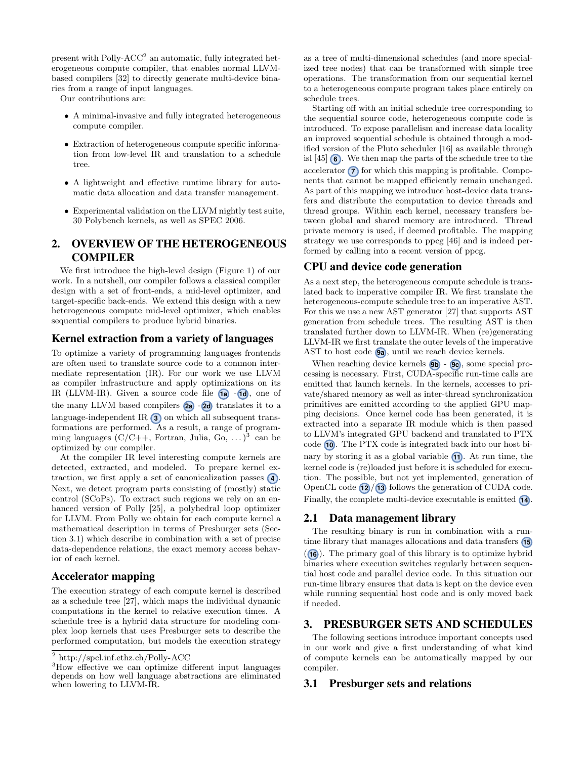present with Polly-ACC[2] an automatic, fully integrated heterogeneous compute compiler, that enables normal LLVM-based compilers [32] to directly generate multi-device binaries from a range of input languages.

Our contributions are:

- A minimal-invasive and fully integrated heterogeneous compute compiler.
- Extraction of heterogeneous compute specific information from low-level IR and translation to a schedule tree.
- A lightweight and effective runtime library for automatic data allocation and data transfer management.
- Experimental validation on the LLVM nightly test suite, 30 Polybench kernels, as well as SPEC 2006.

## 2. OVERVIEW OF THE HETEROGENEOUS COMPILER

We first introduce the high-level design (Figure 1) of our work. In a nutshell, our compiler follows a classical compiler design with a set of front-ends, a mid-level optimizer, and target-specific back-ends. We extend this design with a new heterogeneous compute mid-level optimizer, which enables sequential compilers to produce hybrid binaries.

### Kernel extraction from a variety of languages

To optimize a variety of programming languages frontends are often used to translate source code to a common intermediate representation (IR). For our work we use LLVM as compiler infrastructure and apply optimizations on its IR (LLVM-IR). Given a source code file (1a) - (1d), one of the many LLVM based compilers (2a) - (2d) translates it to a language-independent IR (3) on which all subsequent transformations are performed. As a result, a range of programming languages (C/C++, Fortran, Julia, Go, ...)[3] can be optimized by our compiler.

At the compiler IR level interesting compute kernels are detected, extracted, and modeled. To prepare kernel extraction, we first apply a set of canonicalization passes (4). Next, we detect program parts consisting of (mostly) static control (SCoPs). To extract such regions we rely on an enhanced version of Polly [25], a polyhedral loop optimizer for LLVM. From Polly we obtain for each compute kernel a mathematical description in terms of Presburger sets (Section 3.1) which describe in combination with a set of precise data-dependence relations, the exact memory access behavior of each kernel.

### Accelerator mapping

The execution strategy of each compute kernel is described as a schedule tree [27], which maps the individual dynamic computations in the kernel to relative execution times. A schedule tree is a hybrid data structure for modeling complex loop kernels that uses Presburger sets to describe the performed computation, but models the execution strategy as a tree of multi-dimensional schedules (and more specialized tree nodes) that can be transformed with simple tree operations. The transformation from our sequential kernel to a heterogeneous compute program takes place entirely on schedule trees.

Starting off with an initial schedule tree corresponding to the sequential source code, heterogeneous compute code is introduced. To expose parallelism and increase data locality an improved sequential schedule is obtained through a modified version of the Pluto scheduler [16] as available through isl [45] (6). We then map the parts of the schedule tree to the accelerator (7) for which this mapping is profitable. Components that cannot be mapped efficiently remain unchanged. As part of this mapping we introduce host-device data transfers and distribute the computation to device threads and thread groups. Within each kernel, necessary transfers between global and shared memory are introduced. Thread private memory is used, if deemed profitable. The mapping strategy we use corresponds to ppcg [46] and is indeed performed by calling into a recent version of ppcg.

### CPU and device code generation

As a next step, the heterogeneous compute schedule is translated back to imperative compiler IR. We first translate the heterogeneous-compute schedule tree to an imperative AST. For this we use a new AST generator [27] that supports AST generation from schedule trees. The resulting AST is then translated further down to LLVM-IR. When (re)generating LLVM-IR we first translate the outer levels of the imperative AST to host code (9a), until we reach device kernels.

When reaching device kernels (9b) - (9c), some special processing is necessary. First, CUDA-specific run-time calls are emitted that launch kernels. In the kernels, accesses to private/shared memory as well as inter-thread synchronization primitives are emitted according to the applied GPU mapping decisions. Once kernel code has been generated, it is extracted into a separate IR module which is then passed to LLVM's integrated GPU backend and translated to PTX code (10). The PTX code is integrated back into our host binary by storing it as a global variable (11). At run time, the kernel code is (re)loaded just before it is scheduled for execution. The possible, but not yet implemented, generation of OpenCL code (12)/(13) follows the generation of CUDA code. Finally, the complete multi-device executable is emitted (14).

### 2.1 Data management library

The resulting binary is run in combination with a runtime library that manages allocations and data transfers (15) ((16)). The primary goal of this library is to optimize hybrid binaries where execution switches regularly between sequential host code and parallel device code. In this situation our run-time library ensures that data is kept on the device even while running sequential host code and is only moved back if needed.

## 3. PRESBURGER SETS AND SCHEDULES

The following sections introduce important concepts used in our work and give a first understanding of what kind of compute kernels can be automatically mapped by our compiler.

### 3.1 Presburger sets and relations

---

[2] http://spcl.inf.ethz.ch/Polly-ACC

[3] How effective we can optimize different input languages depends on how well language abstractions are eliminated when lowering to LLVM-IR.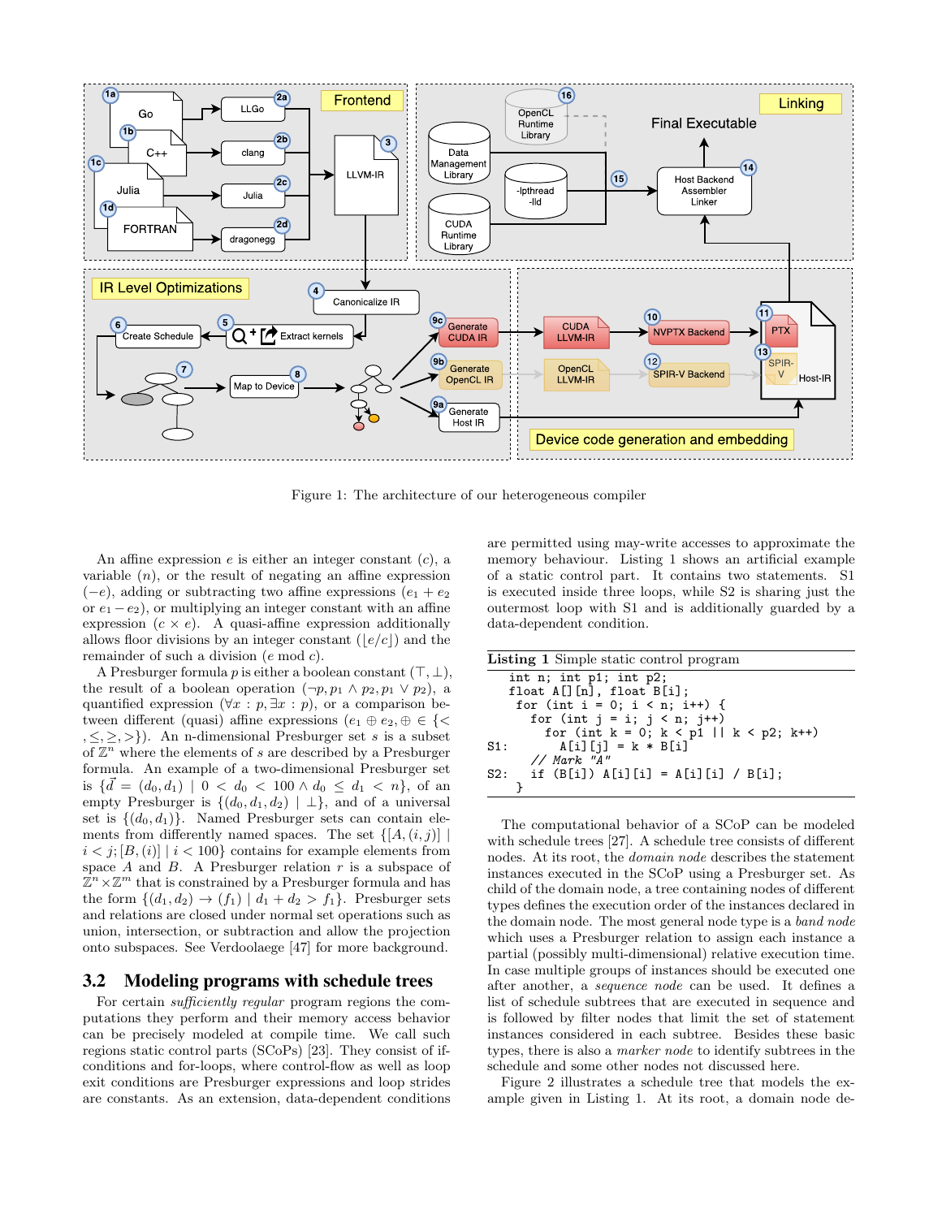Figure 1: The architecture of our heterogeneous compiler

An affine expression $e$ is either an integer constant ($c$), a variable ($n$), or the result of negating an affine expression ($-e$), adding or subtracting two affine expressions ($e_1 + e_2$ or $e_1 - e_2$), or multiplying an integer constant with an affine expression ($c \times e$). A quasi-affine expression additionally allows floor divisions by an integer constant ($\lfloor e/c \rfloor$) and the remainder of such a division ($e$ mod $c$).

A Presburger formula $p$ is either a boolean constant ($\top, \bot$), the result of a boolean operation ($\neg p, p_1 \wedge p_2, p_1 \vee p_2$), a quantified expression ($\forall x : p, \exists x : p$), or a comparison between different (quasi) affine expressions ($e_1 \oplus e_2, \oplus \in \{<, \leq, \geq, >\}$). An n-dimensional Presburger set $s$ is a subset of $\mathbb{Z}^n$ where the elements of $s$ are described by a Presburger formula. An example of a two-dimensional Presburger set is $\{\vec{d} = (d_0, d_1) \mid 0 < d_0 < 100 \wedge d_0 \leq d_1 < n\}$, of an empty Presburger is $\{(d_0, d_1, d_2) \mid \bot\}$, and of a universal set is $\{(d_0, d_1)\}$. Named Presburger sets can contain elements from differently named spaces. The set $\{[A, (i, j)] \mid i < j; [B, (i)] \mid i < 100\}$ contains for example elements from space $A$ and $B$. A Presburger relation $r$ is a subspace of $\mathbb{Z}^n \times \mathbb{Z}^m$ that is constrained by a Presburger formula and has the form $\{(d_1, d_2) \to (f_1) \mid d_1 + d_2 > f_1\}$. Presburger sets and relations are closed under normal set operations such as union, intersection, or subtraction and allow the projection onto subspaces. See Verdoolaege [47] for more background.

## 3.2 Modeling programs with schedule trees

For certain *sufficiently regular* program regions the computations they perform and their memory access behavior can be precisely modeled at compile time. We call such regions static control parts (SCoPs) [23]. They consist of if-conditions and for-loops, where control-flow as well as loop exit conditions are Presburger expressions and loop strides are constants. As an extension, data-dependent conditions are permitted using may-write accesses to approximate the memory behaviour. Listing 1 shows an artificial example of a static control part. It contains two statements. S1 is executed inside three loops, while S2 is sharing just the outermost loop with S1 and is additionally guarded by a data-dependent condition.

**Listing 1** Simple static control program

```
    int n; int p1; int p2;
    float A[][n], float B[i];
     for (int i = 0; i < n; i++) {
       for (int j = i; j < n; j++)
         for (int k = 0; k < p1 || k < p2; k++)
S1:        A[i][j] = k * B[i]
       // Mark "A"
S2:    if (B[i]) A[i][i] = A[i][i] / B[i];
     }
```

The computational behavior of a SCoP can be modeled with schedule trees [27]. A schedule tree consists of different nodes. At its root, the *domain node* describes the statement instances executed in the SCoP using a Presburger set. As child of the domain node, a tree containing nodes of different types defines the execution order of the instances declared in the domain node. The most general node type is a *band node* which uses a Presburger relation to assign each instance a partial (possibly multi-dimensional) relative execution time. In case multiple groups of instances should be executed one after another, a *sequence node* can be used. It defines a list of schedule subtrees that are executed in sequence and is followed by filter nodes that limit the set of statement instances considered in each subtree. Besides these basic types, there is also a *marker node* to identify subtrees in the schedule and some other nodes not discussed here.

Figure 2 illustrates a schedule tree that models the example given in Listing 1. At its root, a domain node de-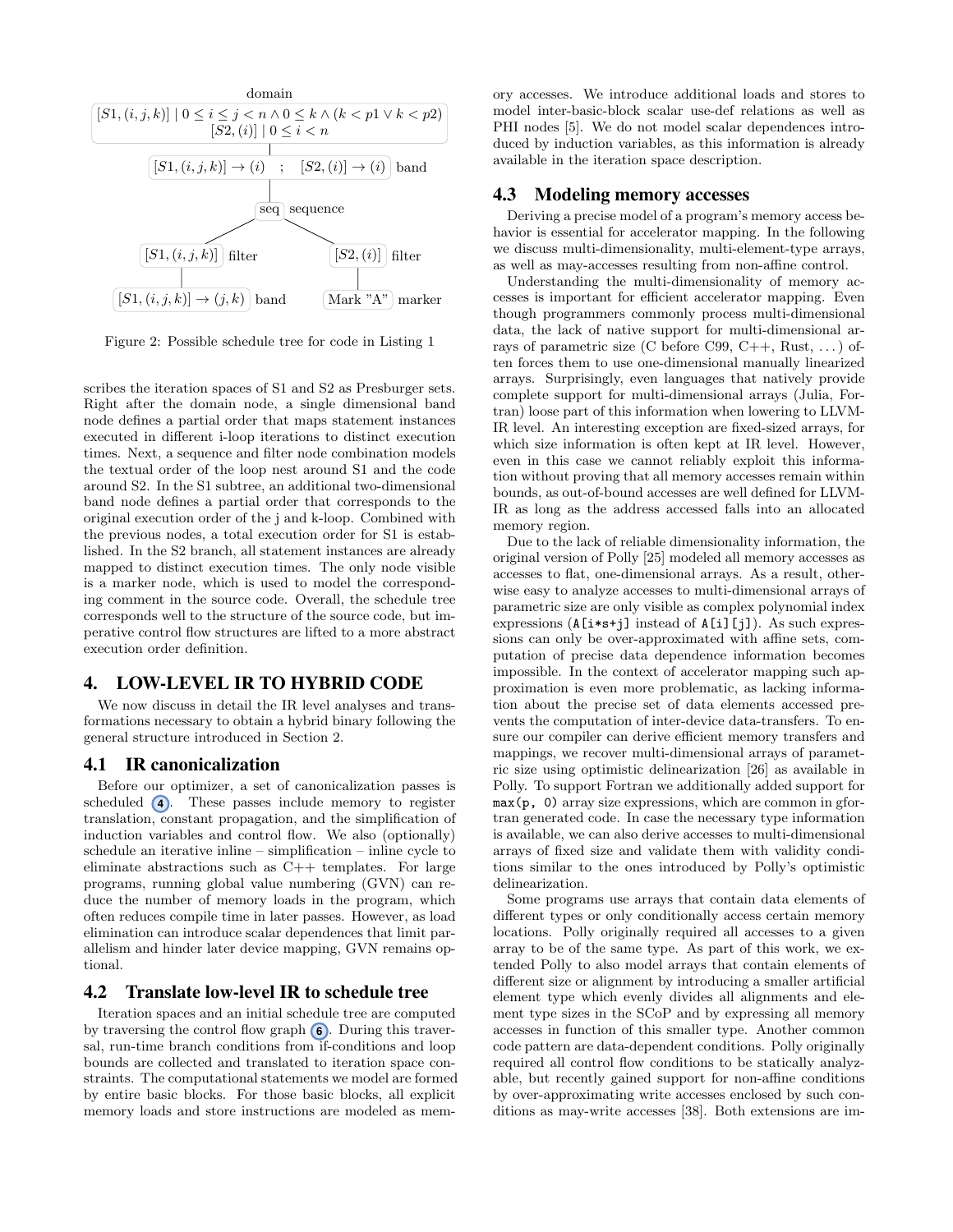domain

$[S1,(i,j,k)] \mid 0 \le i \le j < n \wedge 0 \le k \wedge (k < p1 \vee k < p2)$
$[S2,(i)] \mid 0 \le i < n$

$[S1,(i,j,k)] \to (i) \quad ; \quad [S2,(i)] \to (i)$ band

seq sequence

$[S1,(i,j,k)]$ filter — $[S2,(i)]$ filter

$[S1,(i,j,k)] \to (j,k)$ band — Mark "A" marker

Figure 2: Possible schedule tree for code in Listing 1

scribes the iteration spaces of S1 and S2 as Presburger sets. Right after the domain node, a single dimensional band node defines a partial order that maps statement instances executed in different i-loop iterations to distinct execution times. Next, a sequence and filter node combination models the textual order of the loop nest around S1 and the code around S2. In the S1 subtree, an additional two-dimensional band node defines a partial order that corresponds to the original execution order of the j and k-loop. Combined with the previous nodes, a total execution order for S1 is established. In the S2 branch, all statement instances are already mapped to distinct execution times. The only node visible is a marker node, which is used to model the corresponding comment in the source code. Overall, the schedule tree corresponds well to the structure of the source code, but imperative control flow structures are lifted to a more abstract execution order definition.

# 4. LOW-LEVEL IR TO HYBRID CODE

We now discuss in detail the IR level analyses and transformations necessary to obtain a hybrid binary following the general structure introduced in Section 2.

## 4.1 IR canonicalization

Before our optimizer, a set of canonicalization passes is scheduled (4). These passes include memory to register translation, constant propagation, and the simplification of induction variables and control flow. We also (optionally) schedule an iterative inline – simplification – inline cycle to eliminate abstractions such as C++ templates. For large programs, running global value numbering (GVN) can reduce the number of memory loads in the program, which often reduces compile time in later passes. However, as load elimination can introduce scalar dependences that limit parallelism and hinder later device mapping, GVN remains optional.

## 4.2 Translate low-level IR to schedule tree

Iteration spaces and an initial schedule tree are computed by traversing the control flow graph (6). During this traversal, run-time branch conditions from if-conditions and loop bounds are collected and translated to iteration space constraints. The computational statements we model are formed by entire basic blocks. For those basic blocks, all explicit memory loads and store instructions are modeled as memory accesses. We introduce additional loads and stores to model inter-basic-block scalar use-def relations as well as PHI nodes [5]. We do not model scalar dependences introduced by induction variables, as this information is already available in the iteration space description.

## 4.3 Modeling memory accesses

Deriving a precise model of a program's memory access behavior is essential for accelerator mapping. In the following we discuss multi-dimensionality, multi-element-type arrays, as well as may-accesses resulting from non-affine control.

Understanding the multi-dimensionality of memory accesses is important for efficient accelerator mapping. Even though programmers commonly process multi-dimensional data, the lack of native support for multi-dimensional arrays of parametric size (C before C99, C++, Rust, ...) often forces them to use one-dimensional manually linearized arrays. Surprisingly, even languages that natively provide complete support for multi-dimensional arrays (Julia, Fortran) loose part of this information when lowering to LLVM-IR level. An interesting exception are fixed-sized arrays, for which size information is often kept at IR level. However, even in this case we cannot reliably exploit this information without proving that all memory accesses remain within bounds, as out-of-bound accesses are well defined for LLVM-IR as long as the address accessed falls into an allocated memory region.

Due to the lack of reliable dimensionality information, the original version of Polly [25] modeled all memory accesses as accesses to flat, one-dimensional arrays. As a result, otherwise easy to analyze accesses to multi-dimensional arrays of parametric size are only visible as complex polynomial index expressions (`A[i*s+j]` instead of `A[i][j]`). As such expressions can only be over-approximated with affine sets, computation of precise data dependence information becomes impossible. In the context of accelerator mapping such approximation is even more problematic, as lacking information about the precise set of data elements accessed prevents the computation of inter-device data-transfers. To ensure our compiler can derive efficient memory transfers and mappings, we recover multi-dimensional arrays of parametric size using optimistic delinearization [26] as available in Polly. To support Fortran we additionally added support for `max(p, 0)` array size expressions, which are common in gfortran generated code. In case the necessary type information is available, we can also derive accesses to multi-dimensional arrays of fixed size and validate them with validity conditions similar to the ones introduced by Polly's optimistic delinearization.

Some programs use arrays that contain data elements of different types or only conditionally access certain memory locations. Polly originally required all accesses to a given array to be of the same type. As part of this work, we extended Polly to also model arrays that contain elements of different size or alignment by introducing a smaller artificial element type which evenly divides all alignments and element type sizes in the SCoP and by expressing all memory accesses in function of this smaller type. Another common code pattern are data-dependent conditions. Polly originally required all control flow conditions to be statically analyzable, but recently gained support for non-affine conditions by over-approximating write accesses enclosed by such conditions as may-write accesses [38]. Both extensions are im-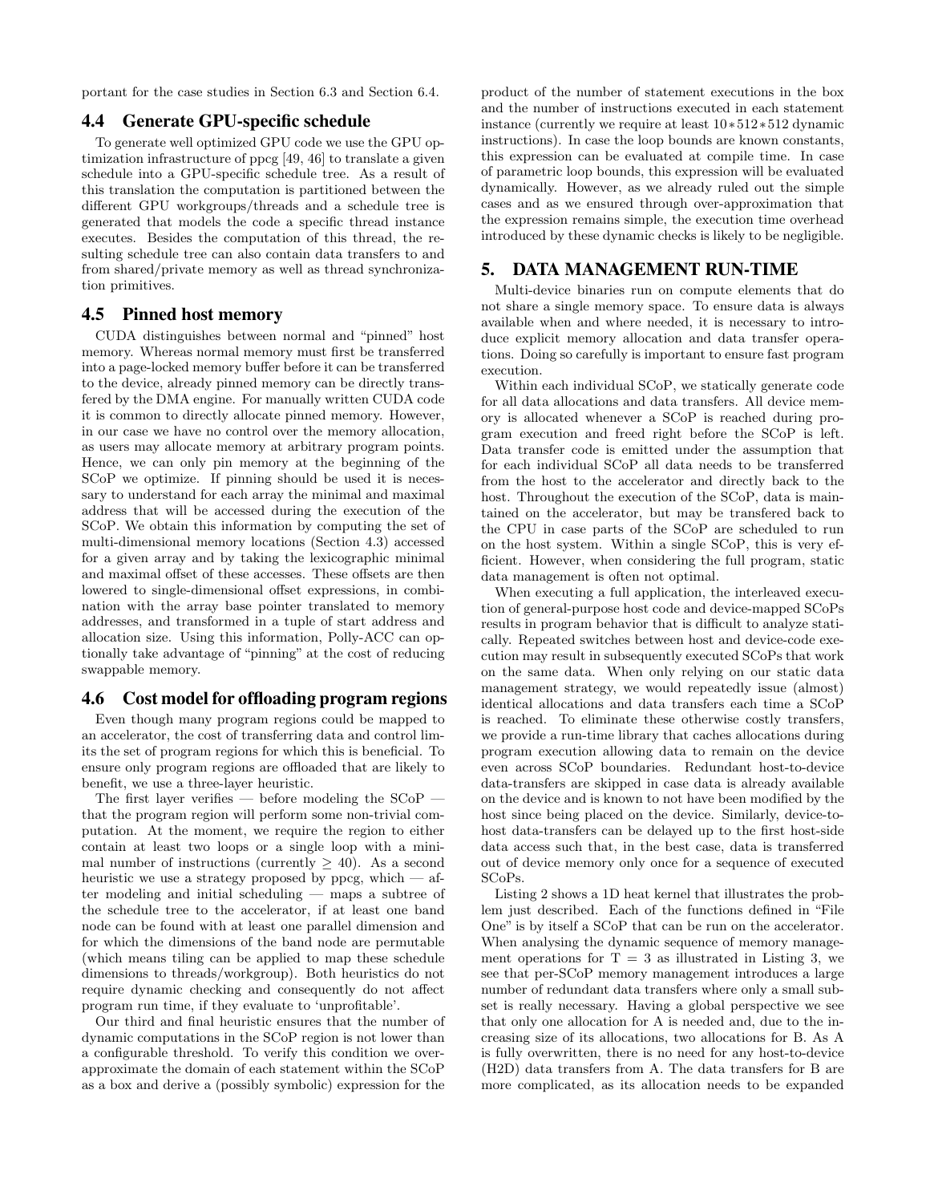portant for the case studies in Section 6.3 and Section 6.4.

## 4.4 Generate GPU-specific schedule

To generate well optimized GPU code we use the GPU optimization infrastructure of ppcg [49, 46] to translate a given schedule into a GPU-specific schedule tree. As a result of this translation the computation is partitioned between the different GPU workgroups/threads and a schedule tree is generated that models the code a specific thread instance executes. Besides the computation of this thread, the resulting schedule tree can also contain data transfers to and from shared/private memory as well as thread synchronization primitives.

## 4.5 Pinned host memory

CUDA distinguishes between normal and "pinned" host memory. Whereas normal memory must first be transferred into a page-locked memory buffer before it can be transferred to the device, already pinned memory can be directly transfered by the DMA engine. For manually written CUDA code it is common to directly allocate pinned memory. However, in our case we have no control over the memory allocation, as users may allocate memory at arbitrary program points. Hence, we can only pin memory at the beginning of the SCoP we optimize. If pinning should be used it is necessary to understand for each array the minimal and maximal address that will be accessed during the execution of the SCoP. We obtain this information by computing the set of multi-dimensional memory locations (Section 4.3) accessed for a given array and by taking the lexicographic minimal and maximal offset of these accesses. These offsets are then lowered to single-dimensional offset expressions, in combination with the array base pointer translated to memory addresses, and transformed in a tuple of start address and allocation size. Using this information, Polly-ACC can optionally take advantage of "pinning" at the cost of reducing swappable memory.

## 4.6 Cost model for offloading program regions

Even though many program regions could be mapped to an accelerator, the cost of transferring data and control limits the set of program regions for which this is beneficial. To ensure only program regions are offloaded that are likely to benefit, we use a three-layer heuristic.

The first layer verifies — before modeling the SCoP — that the program region will perform some non-trivial computation. At the moment, we require the region to either contain at least two loops or a single loop with a minimal number of instructions (currently $\geq 40$). As a second heuristic we use a strategy proposed by ppcg, which — after modeling and initial scheduling — maps a subtree of the schedule tree to the accelerator, if at least one band node can be found with at least one parallel dimension and for which the dimensions of the band node are permutable (which means tiling can be applied to map these schedule dimensions to threads/workgroup). Both heuristics do not require dynamic checking and consequently do not affect program run time, if they evaluate to 'unprofitable'.

Our third and final heuristic ensures that the number of dynamic computations in the SCoP region is not lower than a configurable threshold. To verify this condition we over-approximate the domain of each statement within the SCoP as a box and derive a (possibly symbolic) expression for the product of the number of statement executions in the box and the number of instructions executed in each statement instance (currently we require at least $10 * 512 * 512$ dynamic instructions). In case the loop bounds are known constants, this expression can be evaluated at compile time. In case of parametric loop bounds, this expression will be evaluated dynamically. However, as we already ruled out the simple cases and as we ensured through over-approximation that the expression remains simple, the execution time overhead introduced by these dynamic checks is likely to be negligible.

# 5. DATA MANAGEMENT RUN-TIME

Multi-device binaries run on compute elements that do not share a single memory space. To ensure data is always available when and where needed, it is necessary to introduce explicit memory allocation and data transfer operations. Doing so carefully is important to ensure fast program execution.

Within each individual SCoP, we statically generate code for all data allocations and data transfers. All device memory is allocated whenever a SCoP is reached during program execution and freed right before the SCoP is left. Data transfer code is emitted under the assumption that for each individual SCoP all data needs to be transferred from the host to the accelerator and directly back to the host. Throughout the execution of the SCoP, data is maintained on the accelerator, but may be transfered back to the CPU in case parts of the SCoP are scheduled to run on the host system. Within a single SCoP, this is very efficient. However, when considering the full program, static data management is often not optimal.

When executing a full application, the interleaved execution of general-purpose host code and device-mapped SCoPs results in program behavior that is difficult to analyze statically. Repeated switches between host and device-code execution may result in subsequently executed SCoPs that work on the same data. When only relying on our static data management strategy, we would repeatedly issue (almost) identical allocations and data transfers each time a SCoP is reached. To eliminate these otherwise costly transfers, we provide a run-time library that caches allocations during program execution allowing data to remain on the device even across SCoP boundaries. Redundant host-to-device data-transfers are skipped in case data is already available on the device and is known to not have been modified by the host since being placed on the device. Similarly, device-to-host data-transfers can be delayed up to the first host-side data access such that, in the best case, data is transferred out of device memory only once for a sequence of executed SCoPs.

Listing 2 shows a 1D heat kernel that illustrates the problem just described. Each of the functions defined in "File One" is by itself a SCoP that can be run on the accelerator. When analysing the dynamic sequence of memory management operations for T = 3 as illustrated in Listing 3, we see that per-SCoP memory management introduces a large number of redundant data transfers where only a small subset is really necessary. Having a global perspective we see that only one allocation for A is needed and, due to the increasing size of its allocations, two allocations for B. As A is fully overwritten, there is no need for any host-to-device (H2D) data transfers from A. The data transfers for B are more complicated, as its allocation needs to be expanded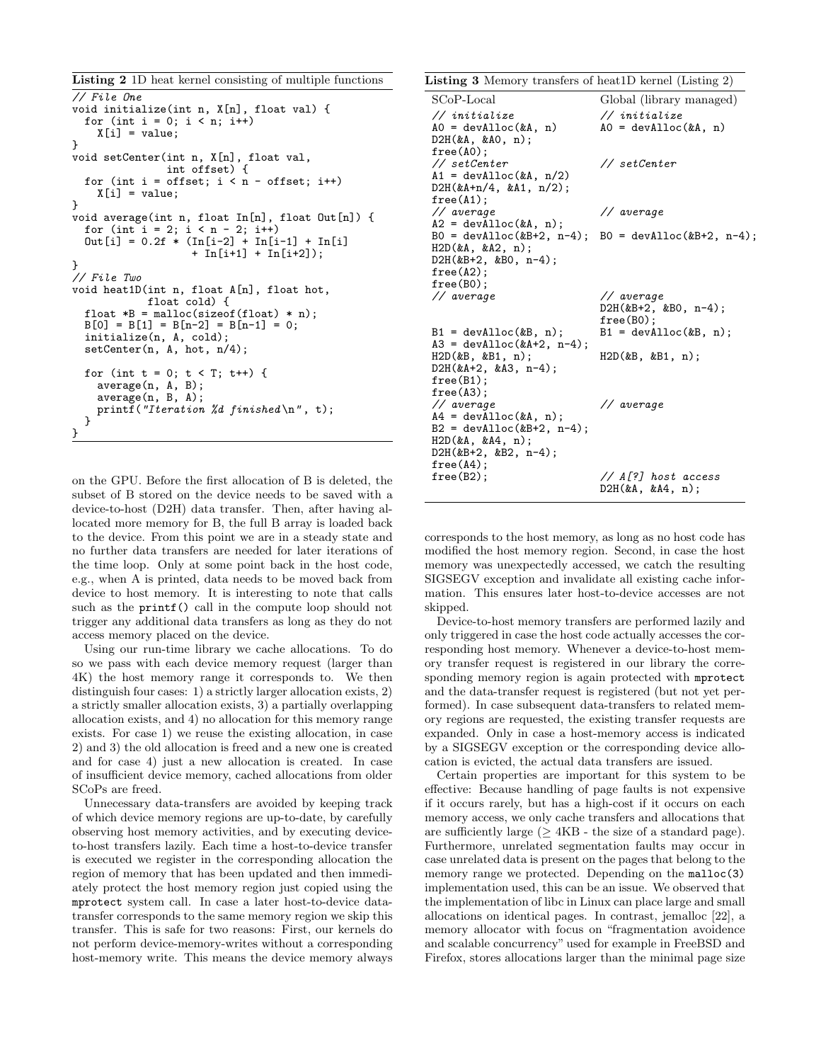**Listing 2** 1D heat kernel consisting of multiple functions

```
// File One
void initialize(int n, X[n], float val) {
  for (int i = 0; i < n; i++)
    X[i] = value;
}
void setCenter(int n, X[n], float val,
               int offset) {
  for (int i = offset; i < n - offset; i++)
    X[i] = value;
}
void average(int n, float In[n], float Out[n]) {
  for (int i = 2; i < n - 2; i++)
  Out[i] = 0.2f * (In[i-2] + In[i-1] + In[i]
                   + In[i+1] + In[i+2]);
}
// File Two
void heat1D(int n, float A[n], float hot,
            float cold) {
  float *B = malloc(sizeof(float) * n);
  B[0] = B[1] = B[n-2] = B[n-1] = 0;
  initialize(n, A, cold);
  setCenter(n, A, hot, n/4);

  for (int t = 0; t < T; t++) {
    average(n, A, B);
    average(n, B, A);
    printf("Iteration %d finished\n", t);
  }
}
```

on the GPU. Before the first allocation of B is deleted, the subset of B stored on the device needs to be saved with a device-to-host (D2H) data transfer. Then, after having allocated more memory for B, the full B array is loaded back to the device. From this point we are in a steady state and no further data transfers are needed for later iterations of the time loop. Only at some point back in the host code, e.g., when A is printed, data needs to be moved back from device to host memory. It is interesting to note that calls such as the `printf()` call in the compute loop should not trigger any additional data transfers as long as they do not access memory placed on the device.

Using our run-time library we cache allocations. To do so we pass with each device memory request (larger than 4K) the host memory range it corresponds to. We then distinguish four cases: 1) a strictly larger allocation exists, 2) a strictly smaller allocation exists, 3) a partially overlapping allocation exists, and 4) no allocation for this memory range exists. For case 1) we reuse the existing allocation, in case 2) and 3) the old allocation is freed and a new one is created and for case 4) just a new allocation is created. In case of insufficient device memory, cached allocations from older SCoPs are freed.

Unnecessary data-transfers are avoided by keeping track of which device memory regions are up-to-date, by carefully observing host memory activities, and by executing device-to-host transfers lazily. Each time a host-to-device transfer is executed we register in the corresponding allocation the region of memory that has been updated and then immediately protect the host memory region just copied using the `mprotect` system call. In case a later host-to-device data-transfer corresponds to the same memory region we skip this transfer. This is safe for two reasons: First, our kernels do not perform device-memory-writes without a corresponding host-memory write. This means the device memory always corresponds to the host memory, as long as no host code has modified the host memory region. Second, in case the host memory was unexpectedly accessed, we catch the resulting SIGSEGV exception and invalidate all existing cache information. This ensures later host-to-device accesses are not skipped.

**Listing 3** Memory transfers of heat1D kernel (Listing 2)

| SCoP-Local | Global (library managed) |
|---|---|
| `// initialize`<br>`A0 = devAlloc(&A, n)`<br>`D2H(&A, &A0, n);`<br>`free(A0);` | `// initialize`<br>`A0 = devAlloc(&A, n)` |
| `// setCenter`<br>`A1 = devAlloc(&A, n/2)`<br>`D2H(&A+n/4, &A1, n/2);`<br>`free(A1);` | `// setCenter` |
| `// average`<br>`A2 = devAlloc(&A, n);`<br>`B0 = devAlloc(&B+2, n-4);`<br>`H2D(&A, &A2, n);`<br>`D2H(&B+2, &B0, n-4);`<br>`free(A2);`<br>`free(B0);` | `// average`<br><br>`B0 = devAlloc(&B+2, n-4);` |
| `// average`<br><br><br>`B1 = devAlloc(&B, n);`<br>`A3 = devAlloc(&A+2, n-4);`<br>`H2D(&B, &B1, n);`<br>`D2H(&A+2, &A3, n-4);`<br>`free(B1);`<br>`free(A3);` | `// average`<br>`D2H(&B+2, &B0, n-4);`<br>`free(B0);`<br>`B1 = devAlloc(&B, n);`<br><br>`H2D(&B, &B1, n);` |
| `// average`<br>`A4 = devAlloc(&A, n);`<br>`B2 = devAlloc(&B+2, n-4);`<br>`H2D(&A, &A4, n);`<br>`D2H(&B+2, &B2, n-4);`<br>`free(A4);`<br>`free(B2);` | `// average`<br><br><br><br><br><br>`// A[?] host access`<br>`D2H(&A, &A4, n);` |

Device-to-host memory transfers are performed lazily and only triggered in case the host code actually accesses the corresponding host memory. Whenever a device-to-host memory transfer request is registered in our library the corresponding memory region is again protected with `mprotect` and the data-transfer request is registered (but not yet performed). In case subsequent data-transfers to related memory regions are requested, the existing transfer requests are expanded. Only in case a host-memory access is indicated by a SIGSEGV exception or the corresponding device allocation is evicted, the actual data transfers are issued.

Certain properties are important for this system to be effective: Because handling of page faults is not expensive if it occurs rarely, but has a high-cost if it occurs on each memory access, we only cache transfers and allocations that are sufficiently large ($\geq$ 4KB - the size of a standard page). Furthermore, unrelated segmentation faults may occur in case unrelated data is present on the pages that belong to the memory range we protected. Depending on the `malloc(3)` implementation used, this can be an issue. We observed that the implementation of libc in Linux can place large and small allocations on identical pages. In contrast, jemalloc [22], a memory allocator with focus on "fragmentation avoidence and scalable concurrency" used for example in FreeBSD and Firefox, stores allocations larger than the minimal page size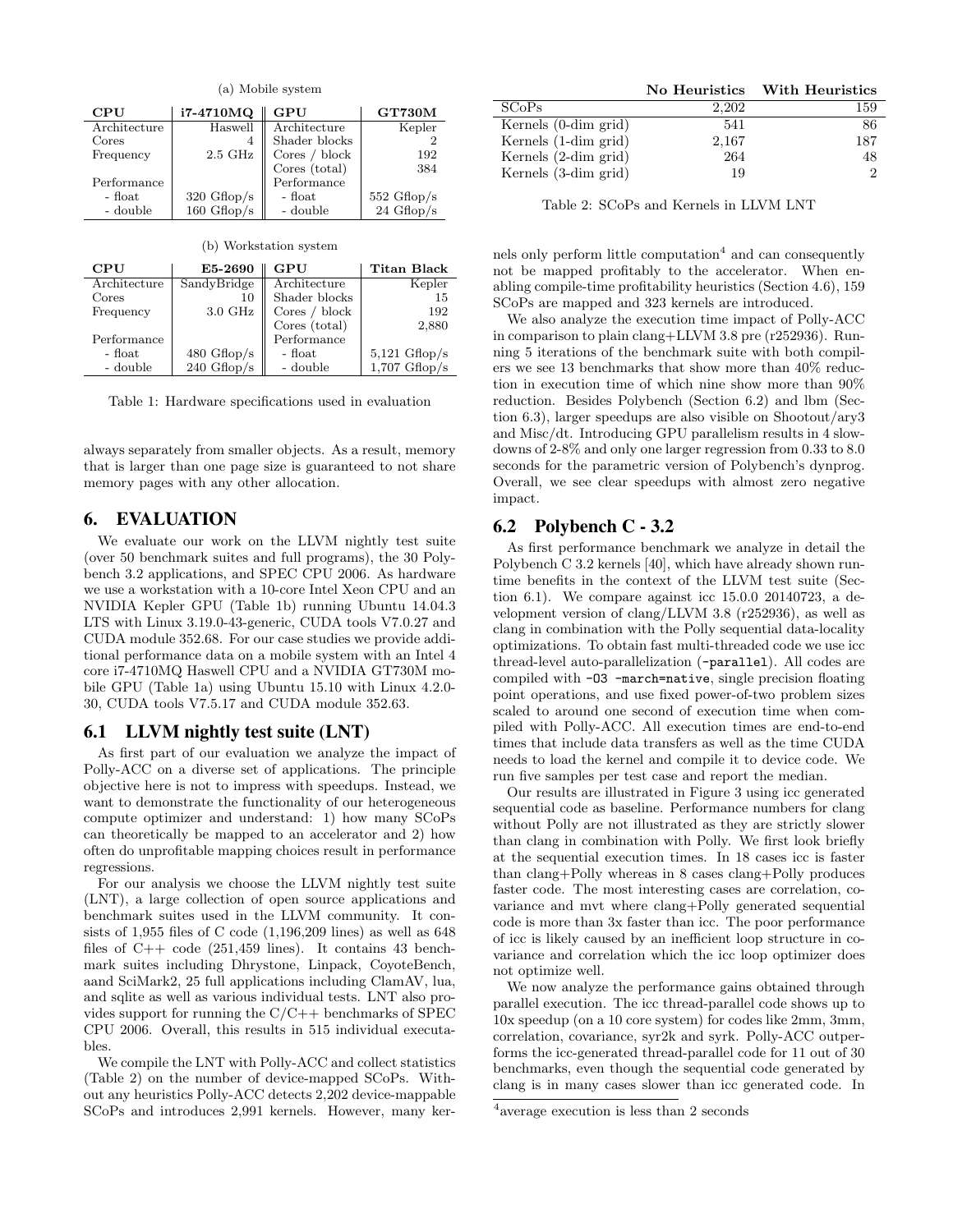(a) Mobile system

| CPU | i7-4710MQ | GPU | GT730M |
|---|---|---|---|
| Architecture | Haswell | Architecture | Kepler |
| Cores | 4 | Shader blocks | 2 |
| Frequency | 2.5 GHz | Cores / block | 192 |
| | | Cores (total) | 384 |
| Performance | | Performance | |
| - float | 320 Gflop/s | - float | 552 Gflop/s |
| - double | 160 Gflop/s | - double | 24 Gflop/s |

(b) Workstation system

| CPU | E5-2690 | GPU | Titan Black |
|---|---|---|---|
| Architecture | SandyBridge | Architecture | Kepler |
| Cores | 10 | Shader blocks | 15 |
| Frequency | 3.0 GHz | Cores / block | 192 |
| | | Cores (total) | 2,880 |
| Performance | | Performance | |
| - float | 480 Gflop/s | - float | 5,121 Gflop/s |
| - double | 240 Gflop/s | - double | 1,707 Gflop/s |

Table 1: Hardware specifications used in evaluation

always separately from smaller objects. As a result, memory that is larger than one page size is guaranteed to not share memory pages with any other allocation.

## 6. EVALUATION

We evaluate our work on the LLVM nightly test suite (over 50 benchmark suites and full programs), the 30 Polybench 3.2 applications, and SPEC CPU 2006. As hardware we use a workstation with a 10-core Intel Xeon CPU and an NVIDIA Kepler GPU (Table 1b) running Ubuntu 14.04.3 LTS with Linux 3.19.0-43-generic, CUDA tools V7.0.27 and CUDA module 352.68. For our case studies we provide additional performance data on a mobile system with an Intel 4 core i7-4710MQ Haswell CPU and a NVIDIA GT730M mobile GPU (Table 1a) using Ubuntu 15.10 with Linux 4.2.0-30, CUDA tools V7.5.17 and CUDA module 352.63.

### 6.1 LLVM nightly test suite (LNT)

As first part of our evaluation we analyze the impact of Polly-ACC on a diverse set of applications. The principle objective here is not to impress with speedups. Instead, we want to demonstrate the functionality of our heterogeneous compute optimizer and understand: 1) how many SCoPs can theoretically be mapped to an accelerator and 2) how often do unprofitable mapping choices result in performance regressions.

For our analysis we choose the LLVM nightly test suite (LNT), a large collection of open source applications and benchmark suites used in the LLVM community. It consists of 1,955 files of C code (1,196,209 lines) as well as 648 files of C++ code (251,459 lines). It contains 43 benchmark suites including Dhrystone, Linpack, CoyoteBench, aand SciMark2, 25 full applications including ClamAV, lua, and sqlite as well as various individual tests. LNT also provides support for running the C/C++ benchmarks of SPEC CPU 2006. Overall, this results in 515 individual executables.

We compile the LNT with Polly-ACC and collect statistics (Table 2) on the number of device-mapped SCoPs. Without any heuristics Polly-ACC detects 2,202 device-mappable SCoPs and introduces 2,991 kernels. However, many kernels only perform little computation[4] and can consequently not be mapped profitably to the accelerator. When enabling compile-time profitability heuristics (Section 4.6), 159 SCoPs are mapped and 323 kernels are introduced.

| | No Heuristics | With Heuristics |
|---|---|---|
| SCoPs | 2,202 | 159 |
| Kernels (0-dim grid) | 541 | 86 |
| Kernels (1-dim grid) | 2,167 | 187 |
| Kernels (2-dim grid) | 264 | 48 |
| Kernels (3-dim grid) | 19 | 2 |

Table 2: SCoPs and Kernels in LLVM LNT

We also analyze the execution time impact of Polly-ACC in comparison to plain clang+LLVM 3.8 pre (r252936). Running 5 iterations of the benchmark suite with both compilers we see 13 benchmarks that show more than 40% reduction in execution time of which nine show more than 90% reduction. Besides Polybench (Section 6.2) and lbm (Section 6.3), larger speedups are also visible on Shootout/ary3 and Misc/dt. Introducing GPU parallelism results in 4 slowdowns of 2-8% and only one larger regression from 0.33 to 8.0 seconds for the parametric version of Polybench's dynprog. Overall, we see clear speedups with almost zero negative impact.

### 6.2 Polybench C - 3.2

As first performance benchmark we analyze in detail the Polybench C 3.2 kernels [40], which have already shown runtime benefits in the context of the LLVM test suite (Section 6.1). We compare against icc 15.0.0 20140723, a development version of clang/LLVM 3.8 (r252936), as well as clang in combination with the Polly sequential data-locality optimizations. To obtain fast multi-threaded code we use icc thread-level auto-parallelization (`-parallel`). All codes are compiled with `-O3 -march=native`, single precision floating point operations, and use fixed power-of-two problem sizes scaled to around one second of execution time when compiled with Polly-ACC. All execution times are end-to-end times that include data transfers as well as the time CUDA needs to load the kernel and compile it to device code. We run five samples per test case and report the median.

Our results are illustrated in Figure 3 using icc generated sequential code as baseline. Performance numbers for clang without Polly are not illustrated as they are strictly slower than clang in combination with Polly. We first look briefly at the sequential execution times. In 18 cases icc is faster than clang+Polly whereas in 8 cases clang+Polly produces faster code. The most interesting cases are correlation, covariance and mvt where clang+Polly generated sequential code is more than 3x faster than icc. The poor performance of icc is likely caused by an inefficient loop structure in covariance and correlation which the icc loop optimizer does not optimize well.

We now analyze the performance gains obtained through parallel execution. The icc thread-parallel code shows up to 10x speedup (on a 10 core system) for codes like 2mm, 3mm, correlation, covariance, syr2k and syrk. Polly-ACC outperforms the icc-generated thread-parallel code for 11 out of 30 benchmarks, even though the sequential code generated by clang is in many cases slower than icc generated code. In

[4] average execution is less than 2 seconds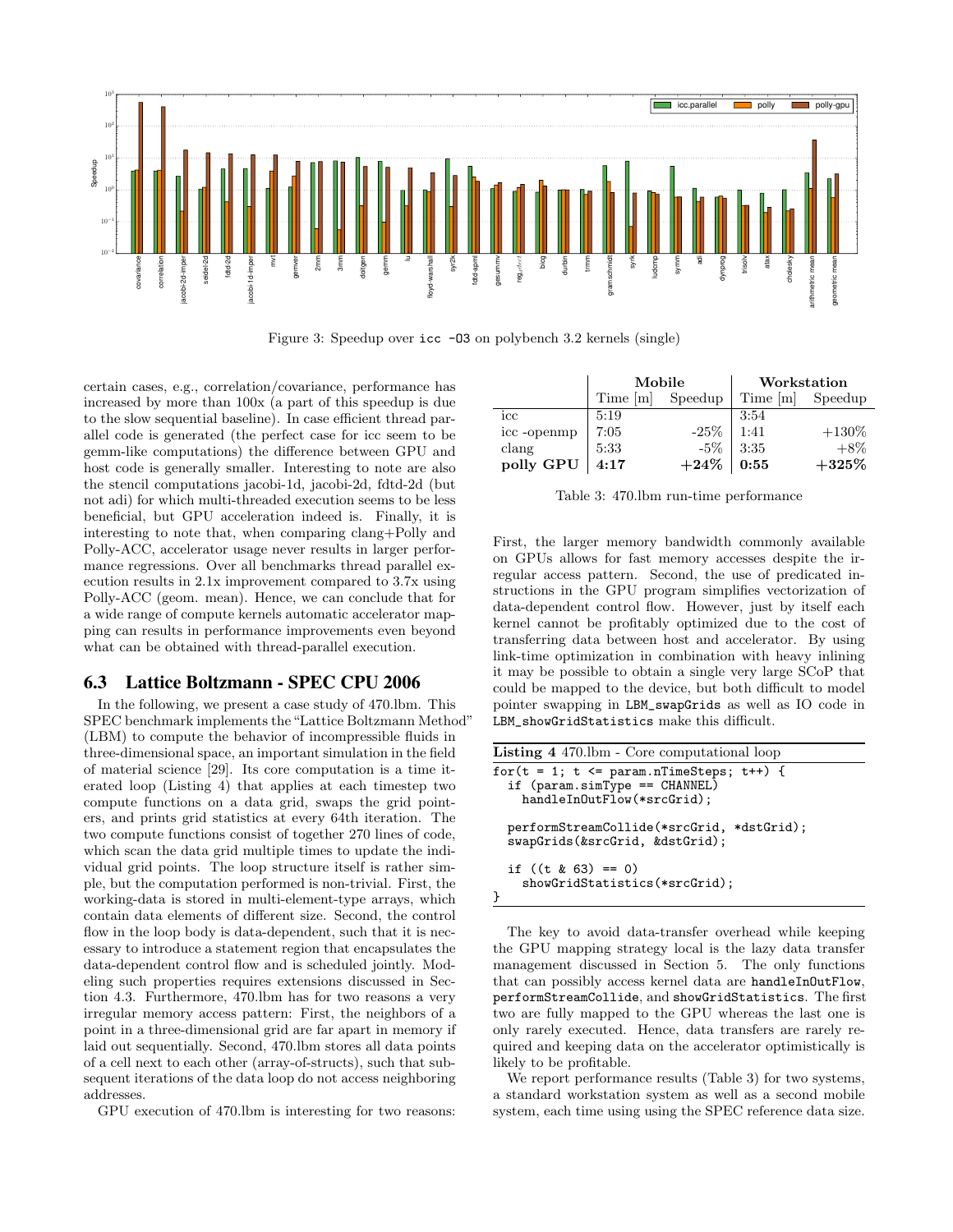Figure 3: Speedup over `icc -O3` on polybench 3.2 kernels (single)

certain cases, e.g., correlation/covariance, performance has increased by more than 100x (a part of this speedup is due to the slow sequential baseline). In case efficient thread parallel code is generated (the perfect case for icc seem to be gemm-like computations) the difference between GPU and host code is generally smaller. Interesting to note are also the stencil computations jacobi-1d, jacobi-2d, fdtd-2d (but not adi) for which multi-threaded execution seems to be less beneficial, but GPU acceleration indeed is. Finally, it is interesting to note that, when comparing clang+Polly and Polly-ACC, accelerator usage never results in larger performance regressions. Over all benchmarks thread parallel execution results in 2.1x improvement compared to 3.7x using Polly-ACC (geom. mean). Hence, we can conclude that for a wide range of compute kernels automatic accelerator mapping can results in performance improvements even beyond what can be obtained with thread-parallel execution.

## 6.3 Lattice Boltzmann - SPEC CPU 2006

In the following, we present a case study of 470.lbm. This SPEC benchmark implements the "Lattice Boltzmann Method" (LBM) to compute the behavior of incompressible fluids in three-dimensional space, an important simulation in the field of material science [29]. Its core computation is a time iterated loop (Listing 4) that applies at each timestep two compute functions on a data grid, swaps the grid pointers, and prints grid statistics at every 64th iteration. The two compute functions consist of together 270 lines of code, which scan the data grid multiple times to update the individual grid points. The loop structure itself is rather simple, but the computation performed is non-trivial. First, the working-data is stored in multi-element-type arrays, which contain data elements of different size. Second, the control flow in the loop body is data-dependent, such that it is necessary to introduce a statement region that encapsulates the data-dependent control flow and is scheduled jointly. Modeling such properties requires extensions discussed in Section 4.3. Furthermore, 470.lbm has for two reasons a very irregular memory access pattern: First, the neighbors of a point in a three-dimensional grid are far apart in memory if laid out sequentially. Second, 470.lbm stores all data points of a cell next to each other (array-of-structs), such that subsequent iterations of the data loop do not access neighboring addresses.

GPU execution of 470.lbm is interesting for two reasons:

| | Mobile | | Workstation | |
|---|---|---|---|---|
| | Time [m] | Speedup | Time [m] | Speedup |
| icc | 5:19 | | 3:54 | |
| icc -openmp | 7:05 | -25% | 1:41 | +130% |
| clang | 5:33 | -5% | 3:35 | +8% |
| **polly GPU** | **4:17** | **+24%** | **0:55** | **+325%** |

Table 3: 470.lbm run-time performance

First, the larger memory bandwidth commonly available on GPUs allows for fast memory accesses despite the irregular access pattern. Second, the use of predicated instructions in the GPU program simplifies vectorization of data-dependent control flow. However, just by itself each kernel cannot be profitably optimized due to the cost of transferring data between host and accelerator. By using link-time optimization in combination with heavy inlining it may be possible to obtain a single very large SCoP that could be mapped to the device, but both difficult to model pointer swapping in `LBM_swapGrids` as well as IO code in `LBM_showGridStatistics` make this difficult.

**Listing 4** 470.lbm - Core computational loop

```
for(t = 1; t <= param.nTimeSteps; t++) {
  if (param.simType == CHANNEL)
    handleInOutFlow(*srcGrid);

  performStreamCollide(*srcGrid, *dstGrid);
  swapGrids(&srcGrid, &dstGrid);

  if ((t & 63) == 0)
    showGridStatistics(*srcGrid);
}
```

The key to avoid data-transfer overhead while keeping the GPU mapping strategy local is the lazy data transfer management discussed in Section 5. The only functions that can possibly access kernel data are `handleInOutFlow`, `performStreamCollide`, and `showGridStatistics`. The first two are fully mapped to the GPU whereas the last one is only rarely executed. Hence, data transfers are rarely required and keeping data on the accelerator optimistically is likely to be profitable.

We report performance results (Table 3) for two systems, a standard workstation system as well as a second mobile system, each time using using the SPEC reference data size.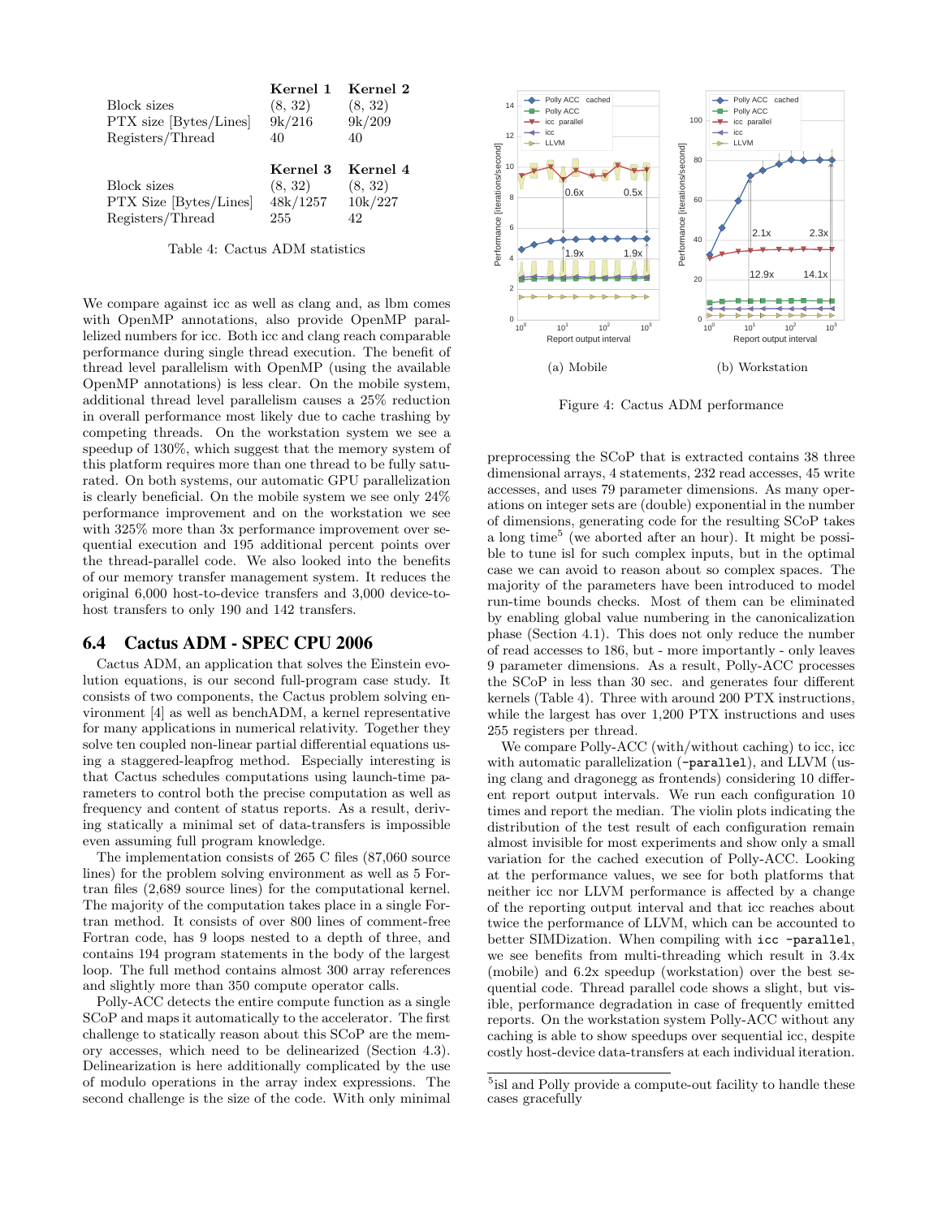| | Kernel 1 | Kernel 2 |
|---|---|---|
| Block sizes | (8, 32) | (8, 32) |
| PTX size [Bytes/Lines] | 9k/216 | 9k/209 |
| Registers/Thread | 40 | 40 |

| | Kernel 3 | Kernel 4 |
|---|---|---|
| Block sizes | (8, 32) | (8, 32) |
| PTX Size [Bytes/Lines] | 48k/1257 | 10k/227 |
| Registers/Thread | 255 | 42 |

Table 4: Cactus ADM statistics

We compare against icc as well as clang and, as lbm comes with OpenMP annotations, also provide OpenMP parallelized numbers for icc. Both icc and clang reach comparable performance during single thread execution. The benefit of thread level parallelism with OpenMP (using the available OpenMP annotations) is less clear. On the mobile system, additional thread level parallelism causes a 25% reduction in overall performance most likely due to cache trashing by competing threads. On the workstation system we see a speedup of 130%, which suggest that the memory system of this platform requires more than one thread to be fully saturated. On both systems, our automatic GPU parallelization is clearly beneficial. On the mobile system we see only 24% performance improvement and on the workstation we see with 325% more than 3x performance improvement over sequential execution and 195 additional percent points over the thread-parallel code. We also looked into the benefits of our memory transfer management system. It reduces the original 6,000 host-to-device transfers and 3,000 device-to-host transfers to only 190 and 142 transfers.

## 6.4 Cactus ADM - SPEC CPU 2006

Cactus ADM, an application that solves the Einstein evolution equations, is our second full-program case study. It consists of two components, the Cactus problem solving environment [4] as well as benchADM, a kernel representative for many applications in numerical relativity. Together they solve ten coupled non-linear partial differential equations using a staggered-leapfrog method. Especially interesting is that Cactus schedules computations using launch-time parameters to control both the precise computation as well as frequency and content of status reports. As a result, deriving statically a minimal set of data-transfers is impossible even assuming full program knowledge.

The implementation consists of 265 C files (87,060 source lines) for the problem solving environment as well as 5 Fortran files (2,689 source lines) for the computational kernel. The majority of the computation takes place in a single Fortran method. It consists of over 800 lines of comment-free Fortran code, has 9 loops nested to a depth of three, and contains 194 program statements in the body of the largest loop. The full method contains almost 300 array references and slightly more than 350 compute operator calls.

Polly-ACC detects the entire compute function as a single SCoP and maps it automatically to the accelerator. The first challenge to statically reason about this SCoP are the memory accesses, which need to be delinearized (Section 4.3). Delinearization is here additionally complicated by the use of modulo operations in the array index expressions. The second challenge is the size of the code. With only minimal preprocessing the SCoP that is extracted contains 38 three dimensional arrays, 4 statements, 232 read accesses, 45 write accesses, and uses 79 parameter dimensions. As many operations on integer sets are (double) exponential in the number of dimensions, generating code for the resulting SCoP takes a long time[5] (we aborted after an hour). It might be possible to tune isl for such complex inputs, but in the optimal case we can avoid to reason about so complex spaces. The majority of the parameters have been introduced to model run-time bounds checks. Most of them can be eliminated by enabling global value numbering in the canonicalization phase (Section 4.1). This does not only reduce the number of read accesses to 186, but - more importantly - only leaves 9 parameter dimensions. As a result, Polly-ACC processes the SCoP in less than 30 sec. and generates four different kernels (Table 4). Three with around 200 PTX instructions, while the largest has over 1,200 PTX instructions and uses 255 registers per thread.

Figure 4: Cactus ADM performance ((a) Mobile, (b) Workstation)

We compare Polly-ACC (with/without caching) to icc, icc with automatic parallelization (`-parallel`), and LLVM (using clang and dragonegg as frontends) considering 10 different report output intervals. We run each configuration 10 times and report the median. The violin plots indicating the distribution of the test result of each configuration remain almost invisible for most experiments and show only a small variation for the cached execution of Polly-ACC. Looking at the performance values, we see for both platforms that neither icc nor LLVM performance is affected by a change of the reporting output interval and that icc reaches about twice the performance of LLVM, which can be accounted to better SIMDization. When compiling with `icc -parallel`, we see benefits from multi-threading which result in 3.4x (mobile) and 6.2x speedup (workstation) over the best sequential code. Thread parallel code shows a slight, but visible, performance degradation in case of frequently emitted reports. On the workstation system Polly-ACC without any caching is able to show speedups over sequential icc, despite costly host-device data-transfers at each individual iteration.

[5] isl and Polly provide a compute-out facility to handle these cases gracefully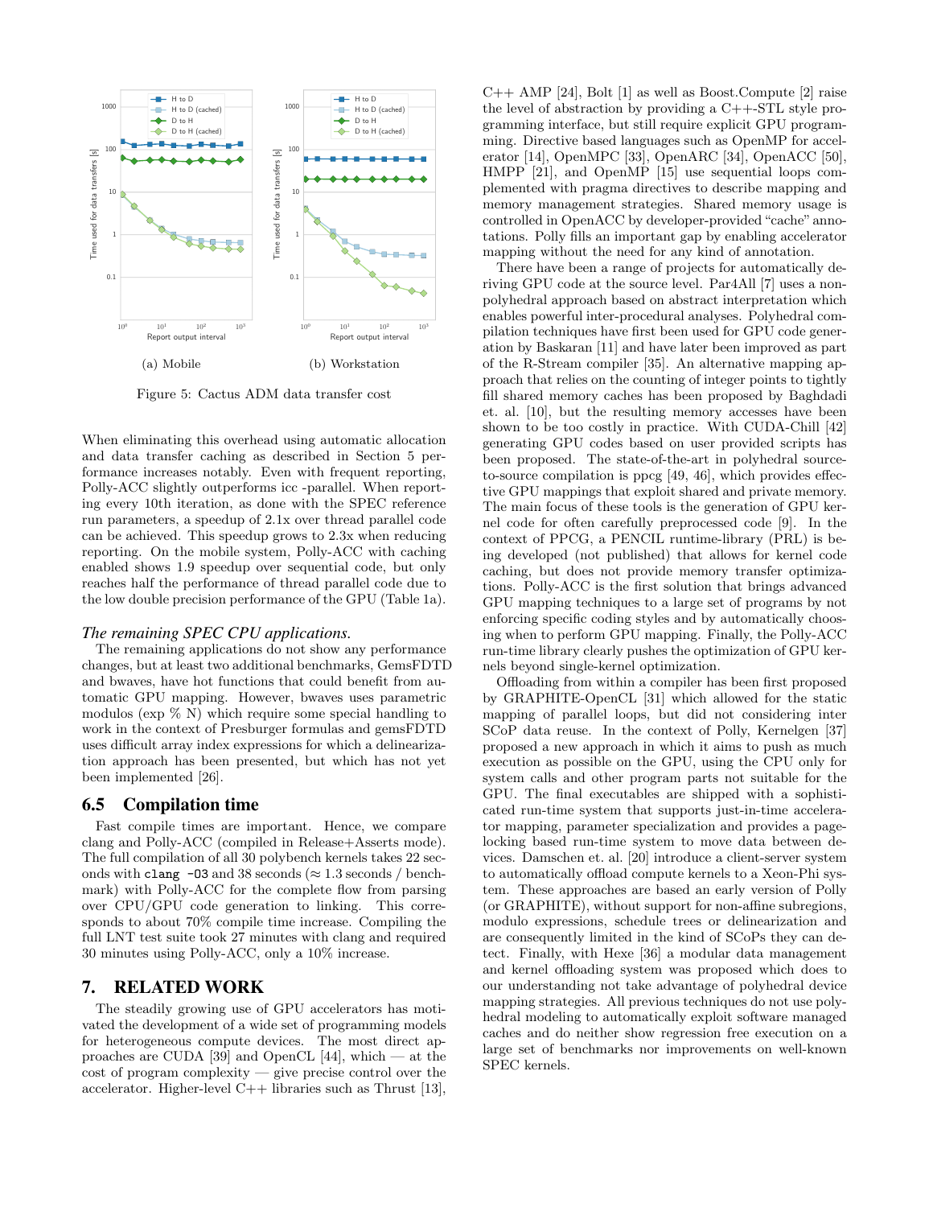(a) Mobile

(b) Workstation

Figure 5: Cactus ADM data transfer cost

When eliminating this overhead using automatic allocation and data transfer caching as described in Section 5 performance increases notably. Even with frequent reporting, Polly-ACC slightly outperforms icc -parallel. When reporting every 10th iteration, as done with the SPEC reference run parameters, a speedup of 2.1x over thread parallel code can be achieved. This speedup grows to 2.3x when reducing reporting. On the mobile system, Polly-ACC with caching enabled shows 1.9 speedup over sequential code, but only reaches half the performance of thread parallel code due to the low double precision performance of the GPU (Table 1a).

*The remaining SPEC CPU applications.*

The remaining applications do not show any performance changes, but at least two additional benchmarks, GemsFDTD and bwaves, have hot functions that could benefit from automatic GPU mapping. However, bwaves uses parametric modulos (exp % N) which require some special handling to work in the context of Presburger formulas and gemsFDTD uses difficult array index expressions for which a delinearization approach has been presented, but which has not yet been implemented [26].

## 6.5 Compilation time

Fast compile times are important. Hence, we compare clang and Polly-ACC (compiled in Release+Asserts mode). The full compilation of all 30 polybench kernels takes 22 seconds with `clang -O3` and 38 seconds (≈ 1.3 seconds / benchmark) with Polly-ACC for the complete flow from parsing over CPU/GPU code generation to linking. This corresponds to about 70% compile time increase. Compiling the full LNT test suite took 27 minutes with clang and required 30 minutes using Polly-ACC, only a 10% increase.

# 7. RELATED WORK

The steadily growing use of GPU accelerators has motivated the development of a wide set of programming models for heterogeneous compute devices. The most direct approaches are CUDA [39] and OpenCL [44], which — at the cost of program complexity — give precise control over the accelerator. Higher-level C++ libraries such as Thrust [13], C++ AMP [24], Bolt [1] as well as Boost.Compute [2] raise the level of abstraction by providing a C++-STL style programming interface, but still require explicit GPU programming. Directive based languages such as OpenMP for accelerator [14], OpenMPC [33], OpenARC [34], OpenACC [50], HMPP [21], and OpenMP [15] use sequential loops complemented with pragma directives to describe mapping and memory management strategies. Shared memory usage is controlled in OpenACC by developer-provided "cache" annotations. Polly fills an important gap by enabling accelerator mapping without the need for any kind of annotation.

There have been a range of projects for automatically deriving GPU code at the source level. Par4All [7] uses a non-polyhedral approach based on abstract interpretation which enables powerful inter-procedural analyses. Polyhedral compilation techniques have first been used for GPU code generation by Baskaran [11] and have later been improved as part of the R-Stream compiler [35]. An alternative mapping approach that relies on the counting of integer points to tightly fill shared memory caches has been proposed by Baghdadi et. al. [10], but the resulting memory accesses have been shown to be too costly in practice. With CUDA-Chill [42] generating GPU codes based on user provided scripts has been proposed. The state-of-the-art in polyhedral source-to-source compilation is ppcg [49, 46], which provides effective GPU mappings that exploit shared and private memory. The main focus of these tools is the generation of GPU kernel code for often carefully preprocessed code [9]. In the context of PPCG, a PENCIL runtime-library (PRL) is being developed (not published) that allows for kernel code caching, but does not provide memory transfer optimizations. Polly-ACC is the first solution that brings advanced GPU mapping techniques to a large set of programs by not enforcing specific coding styles and by automatically choosing when to perform GPU mapping. Finally, the Polly-ACC run-time library clearly pushes the optimization of GPU kernels beyond single-kernel optimization.

Offloading from within a compiler has been first proposed by GRAPHITE-OpenCL [31] which allowed for the static mapping of parallel loops, but did not considering inter SCoP data reuse. In the context of Polly, Kernelgen [37] proposed a new approach in which it aims to push as much execution as possible on the GPU, using the CPU only for system calls and other program parts not suitable for the GPU. The final executables are shipped with a sophisticated run-time system that supports just-in-time accelerator mapping, parameter specialization and provides a page-locking based run-time system to move data between devices. Damschen et. al. [20] introduce a client-server system to automatically offload compute kernels to a Xeon-Phi system. These approaches are based an early version of Polly (or GRAPHITE), without support for non-affine subregions, modulo expressions, schedule trees or delinearization and are consequently limited in the kind of SCoPs they can detect. Finally, with Hexe [36] a modular data management and kernel offloading system was proposed which does to our understanding not take advantage of polyhedral device mapping strategies. All previous techniques do not use polyhedral modeling to automatically exploit software managed caches and do neither show regression free execution on a large set of benchmarks nor improvements on well-known SPEC kernels.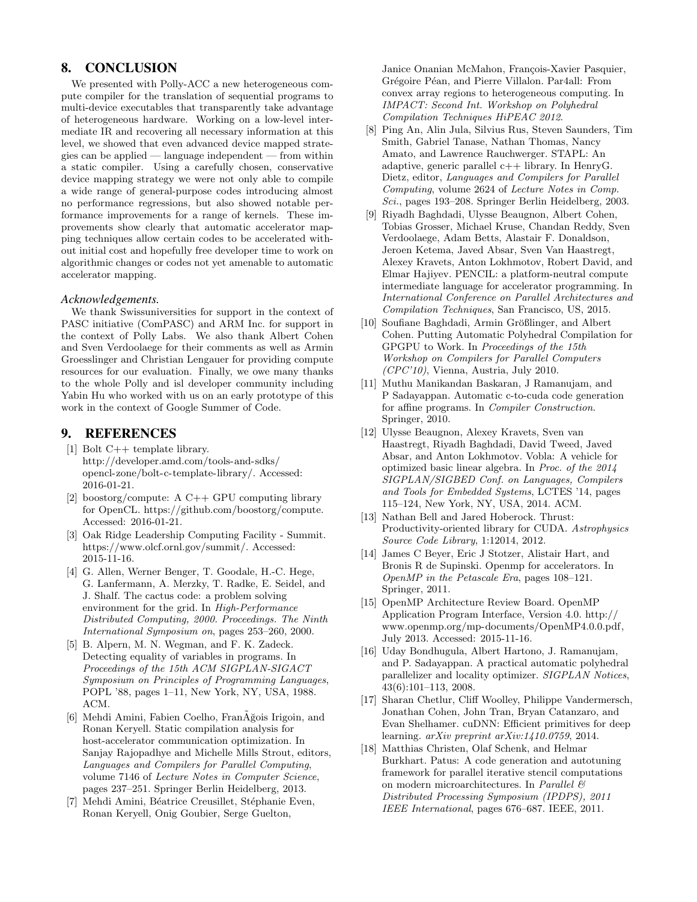## 8. CONCLUSION

We presented with Polly-ACC a new heterogeneous compute compiler for the translation of sequential programs to multi-device executables that transparently take advantage of heterogeneous hardware. Working on a low-level intermediate IR and recovering all necessary information at this level, we showed that even advanced device mapped strategies can be applied — language independent — from within a static compiler. Using a carefully chosen, conservative device mapping strategy we were not only able to compile a wide range of general-purpose codes introducing almost no performance regressions, but also showed notable performance improvements for a range of kernels. These improvements show clearly that automatic accelerator mapping techniques allow certain codes to be accelerated without initial cost and hopefully free developer time to work on algorithmic changes or codes not yet amenable to automatic accelerator mapping.

### *Acknowledgements.*

We thank Swissuniversities for support in the context of PASC initiative (ComPASC) and ARM Inc. for support in the context of Polly Labs. We also thank Albert Cohen and Sven Verdoolaege for their comments as well as Armin Groesslinger and Christian Lengauer for providing compute resources for our evaluation. Finally, we owe many thanks to the whole Polly and isl developer community including Yabin Hu who worked with us on an early prototype of this work in the context of Google Summer of Code.

## 9. REFERENCES

[1] Bolt C++ template library. http://developer.amd.com/tools-and-sdks/opencl-zone/bolt-c-template-library/. Accessed: 2016-01-21.

[2] boostorg/compute: A C++ GPU computing library for OpenCL. https://github.com/boostorg/compute. Accessed: 2016-01-21.

[3] Oak Ridge Leadership Computing Facility - Summit. https://www.olcf.ornl.gov/summit/. Accessed: 2015-11-16.

[4] G. Allen, Werner Benger, T. Goodale, H.-C. Hege, G. Lanfermann, A. Merzky, T. Radke, E. Seidel, and J. Shalf. The cactus code: a problem solving environment for the grid. In *High-Performance Distributed Computing, 2000. Proceedings. The Ninth International Symposium on*, pages 253–260, 2000.

[5] B. Alpern, M. N. Wegman, and F. K. Zadeck. Detecting equality of variables in programs. In *Proceedings of the 15th ACM SIGPLAN-SIGACT Symposium on Principles of Programming Languages*, POPL '88, pages 1–11, New York, NY, USA, 1988. ACM.

[6] Mehdi Amini, Fabien Coelho, FranÃğois Irigoin, and Ronan Keryell. Static compilation analysis for host-accelerator communication optimization. In Sanjay Rajopadhye and Michelle Mills Strout, editors, *Languages and Compilers for Parallel Computing*, volume 7146 of *Lecture Notes in Computer Science*, pages 237–251. Springer Berlin Heidelberg, 2013.

[7] Mehdi Amini, Béatrice Creusillet, Stéphanie Even, Ronan Keryell, Onig Goubier, Serge Guelton, Janice Onanian McMahon, François-Xavier Pasquier, Grégoire Péan, and Pierre Villalon. Par4all: From convex array regions to heterogeneous computing. In *IMPACT: Second Int. Workshop on Polyhedral Compilation Techniques HiPEAC 2012*.

[8] Ping An, Alin Jula, Silvius Rus, Steven Saunders, Tim Smith, Gabriel Tanase, Nathan Thomas, Nancy Amato, and Lawrence Rauchwerger. STAPL: An adaptive, generic parallel c++ library. In HenryG. Dietz, editor, *Languages and Compilers for Parallel Computing*, volume 2624 of *Lecture Notes in Comp. Sci.*, pages 193–208. Springer Berlin Heidelberg, 2003.

[9] Riyadh Baghdadi, Ulysse Beaugnon, Albert Cohen, Tobias Grosser, Michael Kruse, Chandan Reddy, Sven Verdoolaege, Adam Betts, Alastair F. Donaldson, Jeroen Ketema, Javed Absar, Sven Van Haastregt, Alexey Kravets, Anton Lokhmotov, Robert David, and Elmar Hajiyev. PENCIL: a platform-neutral compute intermediate language for accelerator programming. In *International Conference on Parallel Architectures and Compilation Techniques*, San Francisco, US, 2015.

[10] Soufiane Baghdadi, Armin Größlinger, and Albert Cohen. Putting Automatic Polyhedral Compilation for GPGPU to Work. In *Proceedings of the 15th Workshop on Compilers for Parallel Computers (CPC'10)*, Vienna, Austria, July 2010.

[11] Muthu Manikandan Baskaran, J Ramanujam, and P Sadayappan. Automatic c-to-cuda code generation for affine programs. In *Compiler Construction*. Springer, 2010.

[12] Ulysse Beaugnon, Alexey Kravets, Sven van Haastregt, Riyadh Baghdadi, David Tweed, Javed Absar, and Anton Lokhmotov. Vobla: A vehicle for optimized basic linear algebra. In *Proc. of the 2014 SIGPLAN/SIGBED Conf. on Languages, Compilers and Tools for Embedded Systems*, LCTES '14, pages 115–124, New York, NY, USA, 2014. ACM.

[13] Nathan Bell and Jared Hoberock. Thrust: Productivity-oriented library for CUDA. *Astrophysics Source Code Library*, 1:12014, 2012.

[14] James C Beyer, Eric J Stotzer, Alistair Hart, and Bronis R de Supinski. Openmp for accelerators. In *OpenMP in the Petascale Era*, pages 108–121. Springer, 2011.

[15] OpenMP Architecture Review Board. OpenMP Application Program Interface, Version 4.0. http://www.openmp.org/mp-documents/OpenMP4.0.0.pdf, July 2013. Accessed: 2015-11-16.

[16] Uday Bondhugula, Albert Hartono, J. Ramanujam, and P. Sadayappan. A practical automatic polyhedral parallelizer and locality optimizer. *SIGPLAN Notices*, 43(6):101–113, 2008.

[17] Sharan Chetlur, Cliff Woolley, Philippe Vandermersch, Jonathan Cohen, John Tran, Bryan Catanzaro, and Evan Shelhamer. cuDNN: Efficient primitives for deep learning. *arXiv preprint arXiv:1410.0759*, 2014.

[18] Matthias Christen, Olaf Schenk, and Helmar Burkhart. Patus: A code generation and autotuning framework for parallel iterative stencil computations on modern microarchitectures. In *Parallel & Distributed Processing Symposium (IPDPS), 2011 IEEE International*, pages 676–687. IEEE, 2011.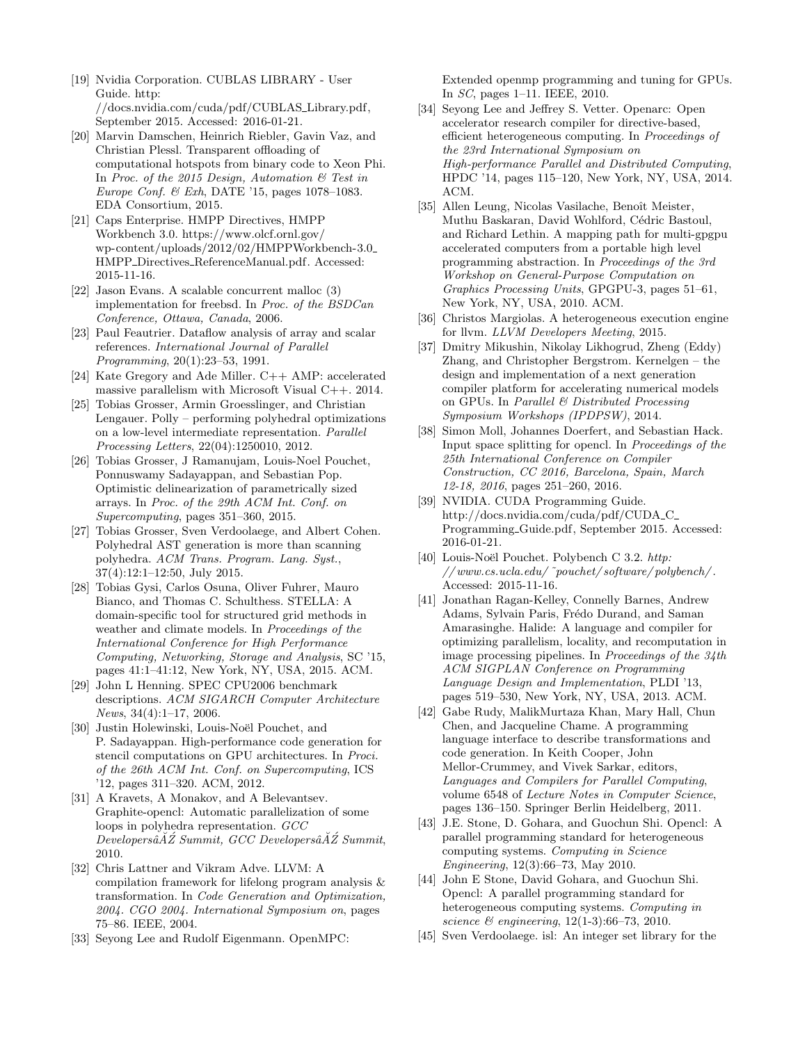[19] Nvidia Corporation. CUBLAS LIBRARY - User Guide. http://docs.nvidia.com/cuda/pdf/CUBLAS_Library.pdf, September 2015. Accessed: 2016-01-21.

[20] Marvin Damschen, Heinrich Riebler, Gavin Vaz, and Christian Plessl. Transparent offloading of computational hotspots from binary code to Xeon Phi. In *Proc. of the 2015 Design, Automation & Test in Europe Conf. & Exh*, DATE '15, pages 1078–1083. EDA Consortium, 2015.

[21] Caps Enterprise. HMPP Directives, HMPP Workbench 3.0. https://www.olcf.ornl.gov/wp-content/uploads/2012/02/HMPPWorkbench-3.0_HMPP_Directives_ReferenceManual.pdf. Accessed: 2015-11-16.

[22] Jason Evans. A scalable concurrent malloc (3) implementation for freebsd. In *Proc. of the BSDCan Conference, Ottawa, Canada*, 2006.

[23] Paul Feautrier. Dataflow analysis of array and scalar references. *International Journal of Parallel Programming*, 20(1):23–53, 1991.

[24] Kate Gregory and Ade Miller. C++ AMP: accelerated massive parallelism with Microsoft Visual C++. 2014.

[25] Tobias Grosser, Armin Groesslinger, and Christian Lengauer. Polly – performing polyhedral optimizations on a low-level intermediate representation. *Parallel Processing Letters*, 22(04):1250010, 2012.

[26] Tobias Grosser, J Ramanujam, Louis-Noel Pouchet, Ponnuswamy Sadayappan, and Sebastian Pop. Optimistic delinearization of parametrically sized arrays. In *Proc. of the 29th ACM Int. Conf. on Supercomputing*, pages 351–360, 2015.

[27] Tobias Grosser, Sven Verdoolaege, and Albert Cohen. Polyhedral AST generation is more than scanning polyhedra. *ACM Trans. Program. Lang. Syst.*, 37(4):12:1–12:50, July 2015.

[28] Tobias Gysi, Carlos Osuna, Oliver Fuhrer, Mauro Bianco, and Thomas C. Schulthess. STELLA: A domain-specific tool for structured grid methods in weather and climate models. In *Proceedings of the International Conference for High Performance Computing, Networking, Storage and Analysis*, SC '15, pages 41:1–41:12, New York, NY, USA, 2015. ACM.

[29] John L Henning. SPEC CPU2006 benchmark descriptions. *ACM SIGARCH Computer Architecture News*, 34(4):1–17, 2006.

[30] Justin Holewinski, Louis-Noël Pouchet, and P. Sadayappan. High-performance code generation for stencil computations on GPU architectures. In *Proci. of the 26th ACM Int. Conf. on Supercomputing*, ICS '12, pages 311–320. ACM, 2012.

[31] A Kravets, A Monakov, and A Belevantsev. Graphite-opencl: Automatic parallelization of some loops in polyhedra representation. *GCC DevelopersâĂŹ Summit, GCC DevelopersâĂŹ Summit*, 2010.

[32] Chris Lattner and Vikram Adve. LLVM: A compilation framework for lifelong program analysis & transformation. In *Code Generation and Optimization, 2004. CGO 2004. International Symposium on*, pages 75–86. IEEE, 2004.

[33] Seyong Lee and Rudolf Eigenmann. OpenMPC: Extended openmp programming and tuning for GPUs. In *SC*, pages 1–11. IEEE, 2010.

[34] Seyong Lee and Jeffrey S. Vetter. Openarc: Open accelerator research compiler for directive-based, efficient heterogeneous computing. In *Proceedings of the 23rd International Symposium on High-performance Parallel and Distributed Computing*, HPDC '14, pages 115–120, New York, NY, USA, 2014. ACM.

[35] Allen Leung, Nicolas Vasilache, Benoît Meister, Muthu Baskaran, David Wohlford, Cédric Bastoul, and Richard Lethin. A mapping path for multi-gpgpu accelerated computers from a portable high level programming abstraction. In *Proceedings of the 3rd Workshop on General-Purpose Computation on Graphics Processing Units*, GPGPU-3, pages 51–61, New York, NY, USA, 2010. ACM.

[36] Christos Margiolas. A heterogeneous execution engine for llvm. *LLVM Developers Meeting*, 2015.

[37] Dmitry Mikushin, Nikolay Likhogrud, Zheng (Eddy) Zhang, and Christopher Bergstrom. Kernelgen – the design and implementation of a next generation compiler platform for accelerating numerical models on GPUs. In *Parallel & Distributed Processing Symposium Workshops (IPDPSW)*, 2014.

[38] Simon Moll, Johannes Doerfert, and Sebastian Hack. Input space splitting for opencl. In *Proceedings of the 25th International Conference on Compiler Construction, CC 2016, Barcelona, Spain, March 12-18, 2016*, pages 251–260, 2016.

[39] NVIDIA. CUDA Programming Guide. http://docs.nvidia.com/cuda/pdf/CUDA_C_Programming_Guide.pdf, September 2015. Accessed: 2016-01-21.

[40] Louis-Noël Pouchet. Polybench C 3.2. *http://www.cs.ucla.edu/~pouchet/software/polybench/*. Accessed: 2015-11-16.

[41] Jonathan Ragan-Kelley, Connelly Barnes, Andrew Adams, Sylvain Paris, Frédo Durand, and Saman Amarasinghe. Halide: A language and compiler for optimizing parallelism, locality, and recomputation in image processing pipelines. In *Proceedings of the 34th ACM SIGPLAN Conference on Programming Language Design and Implementation*, PLDI '13, pages 519–530, New York, NY, USA, 2013. ACM.

[42] Gabe Rudy, MalikMurtaza Khan, Mary Hall, Chun Chen, and Jacqueline Chame. A programming language interface to describe transformations and code generation. In Keith Cooper, John Mellor-Crummey, and Vivek Sarkar, editors, *Languages and Compilers for Parallel Computing*, volume 6548 of *Lecture Notes in Computer Science*, pages 136–150. Springer Berlin Heidelberg, 2011.

[43] J.E. Stone, D. Gohara, and Guochun Shi. Opencl: A parallel programming standard for heterogeneous computing systems. *Computing in Science Engineering*, 12(3):66–73, May 2010.

[44] John E Stone, David Gohara, and Guochun Shi. Opencl: A parallel programming standard for heterogeneous computing systems. *Computing in science & engineering*, 12(1-3):66–73, 2010.

[45] Sven Verdoolaege. isl: An integer set library for the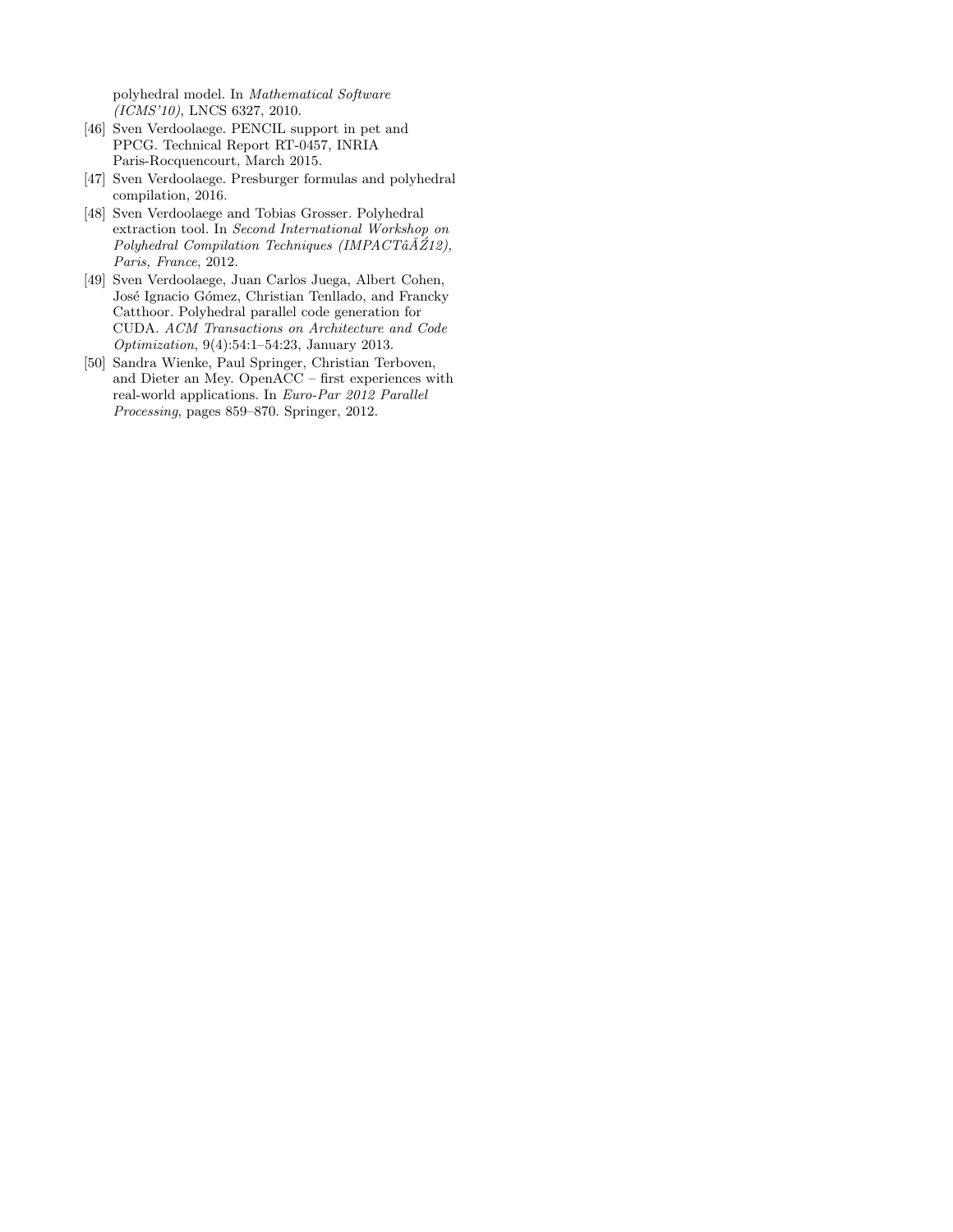polyhedral model. In *Mathematical Software (ICMS'10)*, LNCS 6327, 2010.

[46] Sven Verdoolaege. PENCIL support in pet and PPCG. Technical Report RT-0457, INRIA Paris-Rocquencourt, March 2015.

[47] Sven Verdoolaege. Presburger formulas and polyhedral compilation, 2016.

[48] Sven Verdoolaege and Tobias Grosser. Polyhedral extraction tool. In *Second International Workshop on Polyhedral Compilation Techniques (IMPACTâĂŹ12), Paris, France*, 2012.

[49] Sven Verdoolaege, Juan Carlos Juega, Albert Cohen, José Ignacio Gómez, Christian Tenllado, and Francky Catthoor. Polyhedral parallel code generation for CUDA. *ACM Transactions on Architecture and Code Optimization*, 9(4):54:1–54:23, January 2013.

[50] Sandra Wienke, Paul Springer, Christian Terboven, and Dieter an Mey. OpenACC – first experiences with real-world applications. In *Euro-Par 2012 Parallel Processing*, pages 859–870. Springer, 2012.